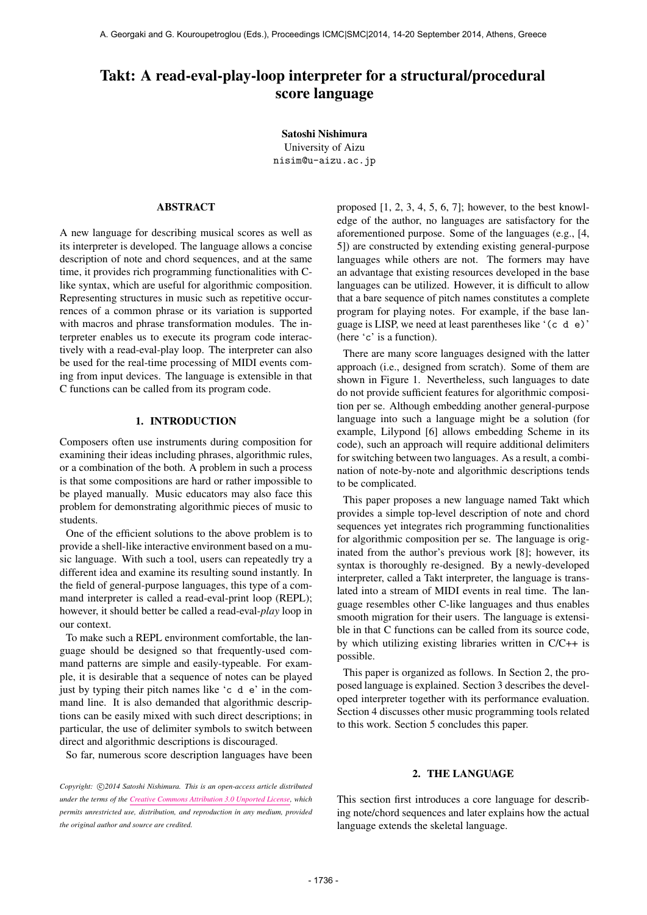# Takt: A read-eval-play-loop interpreter for a structural/procedural score language

**Satoshi Nishimura**
University of Aizu
nisim@u-aizu.ac.jp

## ABSTRACT

A new language for describing musical scores as well as its interpreter is developed. The language allows a concise description of note and chord sequences, and at the same time, it provides rich programming functionalities with C-like syntax, which are useful for algorithmic composition. Representing structures in music such as repetitive occurrences of a common phrase or its variation is supported with macros and phrase transformation modules. The interpreter enables us to execute its program code interactively with a read-eval-play loop. The interpreter can also be used for the real-time processing of MIDI events coming from input devices. The language is extensible in that C functions can be called from its program code.

## 1. INTRODUCTION

Composers often use instruments during composition for examining their ideas including phrases, algorithmic rules, or a combination of the both. A problem in such a process is that some compositions are hard or rather impossible to be played manually. Music educators may also face this problem for demonstrating algorithmic pieces of music to students.

One of the efficient solutions to the above problem is to provide a shell-like interactive environment based on a music language. With such a tool, users can repeatedly try a different idea and examine its resulting sound instantly. In the field of general-purpose languages, this type of a command interpreter is called a read-eval-print loop (REPL); however, it should better be called a read-eval-*play* loop in our context.

To make such a REPL environment comfortable, the language should be designed so that frequently-used command patterns are simple and easily-typeable. For example, it is desirable that a sequence of notes can be played just by typing their pitch names like '`c d e`' in the command line. It is also demanded that algorithmic descriptions can be easily mixed with such direct descriptions; in particular, the use of delimiter symbols to switch between direct and algorithmic descriptions is discouraged.

So far, numerous score description languages have been proposed [1, 2, 3, 4, 5, 6, 7]; however, to the best knowledge of the author, no languages are satisfactory for the aforementioned purpose. Some of the languages (e.g., [4, 5]) are constructed by extending existing general-purpose languages while others are not. The formers may have an advantage that existing resources developed in the base languages can be utilized. However, it is difficult to allow that a bare sequence of pitch names constitutes a complete program for playing notes. For example, if the base language is LISP, we need at least parentheses like '`(c d e)`' (here '`c`' is a function).

There are many score languages designed with the latter approach (i.e., designed from scratch). Some of them are shown in Figure 1. Nevertheless, such languages to date do not provide sufficient features for algorithmic composition per se. Although embedding another general-purpose language into such a language might be a solution (for example, Lilypond [6] allows embedding Scheme in its code), such an approach will require additional delimiters for switching between two languages. As a result, a combination of note-by-note and algorithmic descriptions tends to be complicated.

This paper proposes a new language named Takt which provides a simple top-level description of note and chord sequences yet integrates rich programming functionalities for algorithmic composition per se. The language is originated from the author's previous work [8]; however, its syntax is thoroughly re-designed. By a newly-developed interpreter, called a Takt interpreter, the language is translated into a stream of MIDI events in real time. The language resembles other C-like languages and thus enables smooth migration for their users. The language is extensible in that C functions can be called from its source code, by which utilizing existing libraries written in C/C++ is possible.

This paper is organized as follows. In Section 2, the proposed language is explained. Section 3 describes the developed interpreter together with its performance evaluation. Section 4 discusses other music programming tools related to this work. Section 5 concludes this paper.

## 2. THE LANGUAGE

This section first introduces a core language for describing note/chord sequences and later explains how the actual language extends the skeletal language.

*Copyright: ©2014 Satoshi Nishimura. This is an open-access article distributed under the terms of the Creative Commons Attribution 3.0 Unported License, which permits unrestricted use, distribution, and reproduction in any medium, provided the original author and source are credited.*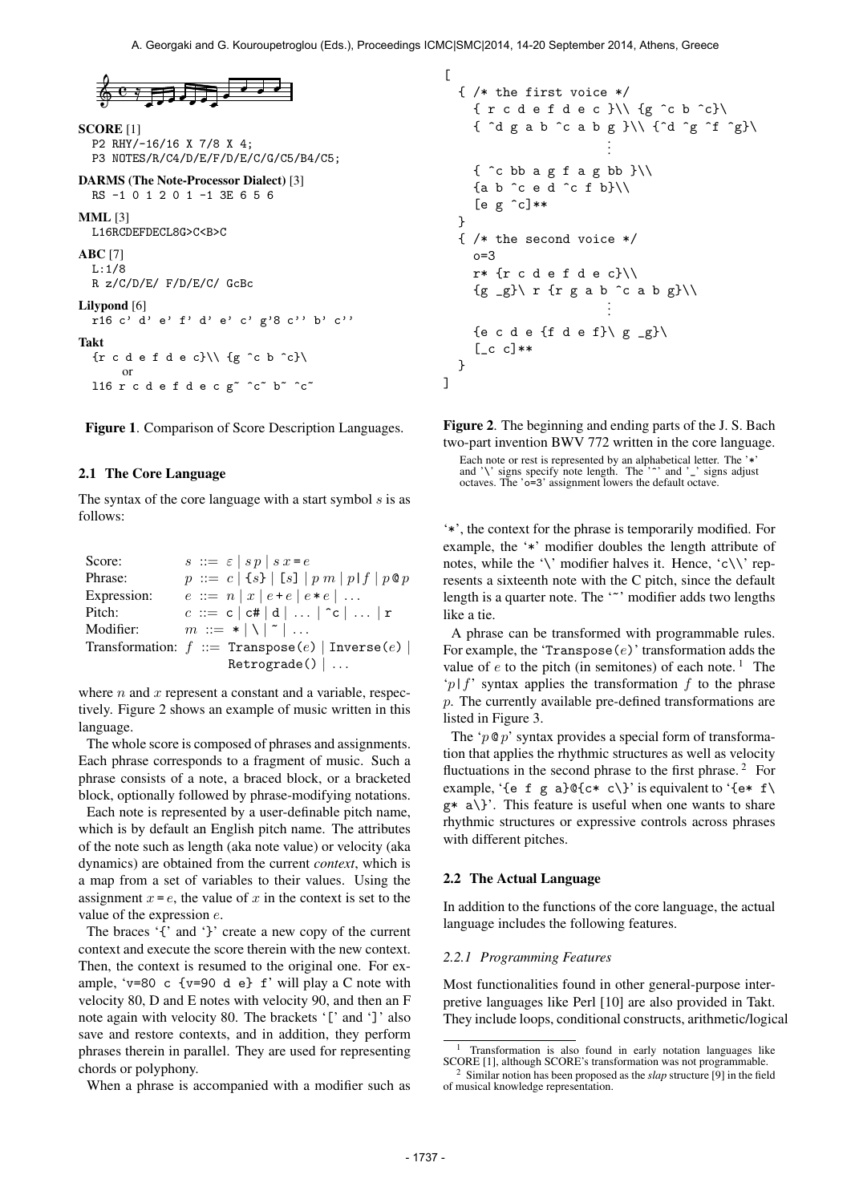**SCORE** [1]

```
P2 RHY/-16/16 X 7/8 X 4;
P3 NOTES/R/C4/D/E/F/D/E/C/G/C5/B4/C5;
```

**DARMS (The Note-Processor Dialect)** [3]

```
RS -1 0 1 2 0 1 -1 3E 6 5 6
```

**MML** [3]

```
L16RCDEFDECL8G>C<B>C
```

**ABC** [7]

```
L:1/8
R z/C/D/E/ F/D/E/C/ GcBc
```

**Lilypond** [6]

```
r16 c' d' e' f' d' e' c' g'8 c'' b' c''
```

**Takt**

```
{r c d e f d e c}\\ {g ^c b ^c}\
    or
l16 r c d e f d e c g~ ^c~ b~ ^c~
```

**Figure 1**. Comparison of Score Description Languages.

### 2.1 The Core Language

The syntax of the core language with a start symbol $s$ is as follows:

| | |
|---|---|
| Score: | $s$ ::= $\varepsilon$ \| $s\,p$ \| $s\,x$ = $e$ |
| Phrase: | $p$ ::= $c$ \| {$s$} \| [$s$] \| $p\,m$ \| $p$\|$f$ \| $p$@$p$ |
| Expression: | $e$ ::= $n$ \| $x$ \| $e$+$e$ \| $e$*$e$ \| ... |
| Pitch: | $c$ ::= c \| c# \| d \| ... \| ^c \| ... \| r |
| Modifier: | $m$ ::= * \| \ \| ~ \| ... |
| Transformation: | $f$ ::= Transpose($e$) \| Inverse($e$) \| Retrograde() \| ... |

where $n$ and $x$ represent a constant and a variable, respectively. Figure 2 shows an example of music written in this language.

The whole score is composed of phrases and assignments. Each phrase corresponds to a fragment of music. Such a phrase consists of a note, a braced block, or a bracketed block, optionally followed by phrase-modifying notations.

Each note is represented by a user-definable pitch name, which is by default an English pitch name. The attributes of the note such as length (aka note value) or velocity (aka dynamics) are obtained from the current *context*, which is a map from a set of variables to their values. Using the assignment $x$ = $e$, the value of $x$ in the context is set to the value of the expression $e$.

The braces '{' and '}' create a new copy of the current context and execute the score therein with the new context. Then, the context is resumed to the original one. For example, 'v=80 c {v=90 d e} f' will play a C note with velocity 80, D and E notes with velocity 90, and then an F note again with velocity 80. The brackets '[' and ']' also save and restore contexts, and in addition, they perform phrases therein in parallel. They are used for representing chords or polyphony.

When a phrase is accompanied with a modifier such as '*', the context for the phrase is temporarily modified. For example, the '*' modifier doubles the length attribute of notes, while the '\' modifier halves it. Hence, 'c\\' represents a sixteenth note with the C pitch, since the default length is a quarter note. The '~' modifier adds two lengths like a tie.

A phrase can be transformed with programmable rules. For example, the 'Transpose($e$)' transformation adds the value of $e$ to the pitch (in semitones) of each note. [1] The '$p$|$f$' syntax applies the transformation $f$ to the phrase $p$. The currently available pre-defined transformations are listed in Figure 3.

The '$p$@$p$' syntax provides a special form of transformation that applies the rhythmic structures as well as velocity fluctuations in the second phrase to the first phrase. [2] For example, '{e f g a}@{c* c\}' is equivalent to '{e* f\ g* a\}'. This feature is useful when one wants to share rhythmic structures or expressive controls across phrases with different pitches.

```
[
  { /* the first voice */
    { r c d e f d e c }\\ {g ^c b ^c}\
    { ^d g a b ^c a b g }\\ {^d ^g ^f ^g}\
                        ⋮
    { ^c bb a g f a g bb }\\
    {a b ^c e d ^c f b}\\
    [e g ^c]**
  }
  { /* the second voice */
    o=3
    r* {r c d e f d e c}\\
    {g _g}\ r {r g a b ^c a b g}\\
                        ⋮
    {e c d e {f d e f}\ g _g}\
    [_c c]**
  }
]
```

**Figure 2**. The beginning and ending parts of the J. S. Bach two-part invention BWV 772 written in the core language.

Each note or rest is represented by an alphabetical letter. The '*' and '\' signs specify note length. The '^' and '_' signs adjust octaves. The 'o=3' assignment lowers the default octave.

### 2.2 The Actual Language

In addition to the functions of the core language, the actual language includes the following features.

#### 2.2.1 Programming Features

Most functionalities found in other general-purpose interpretive languages like Perl [10] are also provided in Takt. They include loops, conditional constructs, arithmetic/logical

[1] Transformation is also found in early notation languages like SCORE [1], although SCORE's transformation was not programmable.

[2] Similar notion has been proposed as the *slap* structure [9] in the field of musical knowledge representation.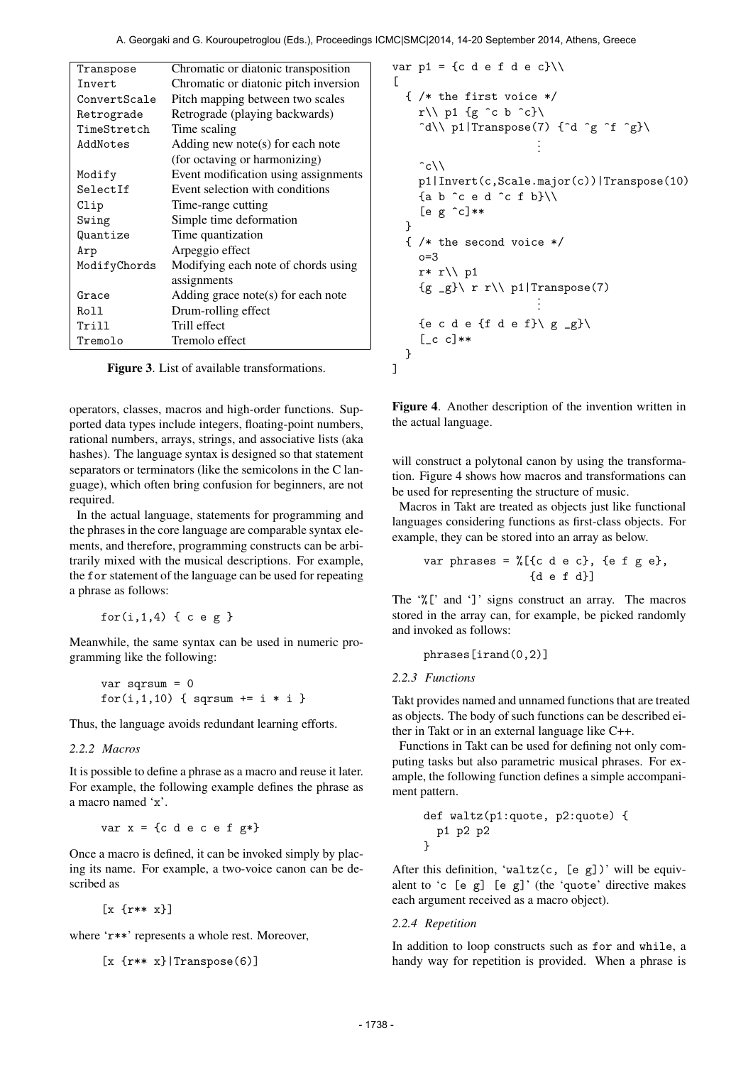| Transpose | Chromatic or diatonic transposition |
|---|---|
| Invert | Chromatic or diatonic pitch inversion |
| ConvertScale | Pitch mapping between two scales |
| Retrograde | Retrograde (playing backwards) |
| TimeStretch | Time scaling |
| AddNotes | Adding new note(s) for each note (for octaving or harmonizing) |
| Modify | Event modification using assignments |
| SelectIf | Event selection with conditions |
| Clip | Time-range cutting |
| Swing | Simple time deformation |
| Quantize | Time quantization |
| Arp | Arpeggio effect |
| ModifyChords | Modifying each note of chords using assignments |
| Grace | Adding grace note(s) for each note |
| Roll | Drum-rolling effect |
| Trill | Trill effect |
| Tremolo | Tremolo effect |

**Figure 3**. List of available transformations.

operators, classes, macros and high-order functions. Supported data types include integers, floating-point numbers, rational numbers, arrays, strings, and associative lists (aka hashes). The language syntax is designed so that statement separators or terminators (like the semicolons in the C language), which often bring confusion for beginners, are not required.

In the actual language, statements for programming and the phrases in the core language are comparable syntax elements, and therefore, programming constructs can be arbitrarily mixed with the musical descriptions. For example, the `for` statement of the language can be used for repeating a phrase as follows:

```
for(i,1,4) { c e g }
```

Meanwhile, the same syntax can be used in numeric programming like the following:

```
var sqrsum = 0
for(i,1,10) { sqrsum += i * i }
```

Thus, the language avoids redundant learning efforts.

#### 2.2.2 Macros

It is possible to define a phrase as a macro and reuse it later. For example, the following example defines the phrase as a macro named 'x'.

```
var x = {c d e c e f g*}
```

Once a macro is defined, it can be invoked simply by placing its name. For example, a two-voice canon can be described as

```
[x {r** x}]
```

where 'r**' represents a whole rest. Moreover,

```
[x {r** x}|Transpose(6)]
```

will construct a polytonal canon by using the transformation. Figure 4 shows how macros and transformations can be used for representing the structure of music.

```
var p1 = {c d e f d e c}\\
[
  { /* the first voice */
    r\\ p1 {g ^c b ^c}\
    ^d\\ p1|Transpose(7) {^d ^g ^f ^g}\
                    ⋮
    ^c\\
    p1|Invert(c,Scale.major(c))|Transpose(10)
    {a b ^c e d ^c f b}\\
    [e g ^c]**
  }
  { /* the second voice */
    o=3
    r* r\\ p1
    {g _g}\ r r\\ p1|Transpose(7)
                    ⋮
    {e c d e {f d e f}\ g _g}\
    [_c c]**
  }
]
```

**Figure 4**. Another description of the invention written in the actual language.

Macros in Takt are treated as objects just like functional languages considering functions as first-class objects. For example, they can be stored into an array as below.

```
var phrases = %[{c d e c}, {e f g e},
                {d e f d}]
```

The '%[' and ']' signs construct an array. The macros stored in the array can, for example, be picked randomly and invoked as follows:

```
phrases[irand(0,2)]
```

#### 2.2.3 Functions

Takt provides named and unnamed functions that are treated as objects. The body of such functions can be described either in Takt or in an external language like C++.

Functions in Takt can be used for defining not only computing tasks but also parametric musical phrases. For example, the following function defines a simple accompaniment pattern.

```
def waltz(p1:quote, p2:quote) {
  p1 p2 p2
}
```

After this definition, 'waltz(c, [e g])' will be equivalent to 'c [e g] [e g]' (the 'quote' directive makes each argument received as a macro object).

#### 2.2.4 Repetition

In addition to loop constructs such as `for` and `while`, a handy way for repetition is provided. When a phrase is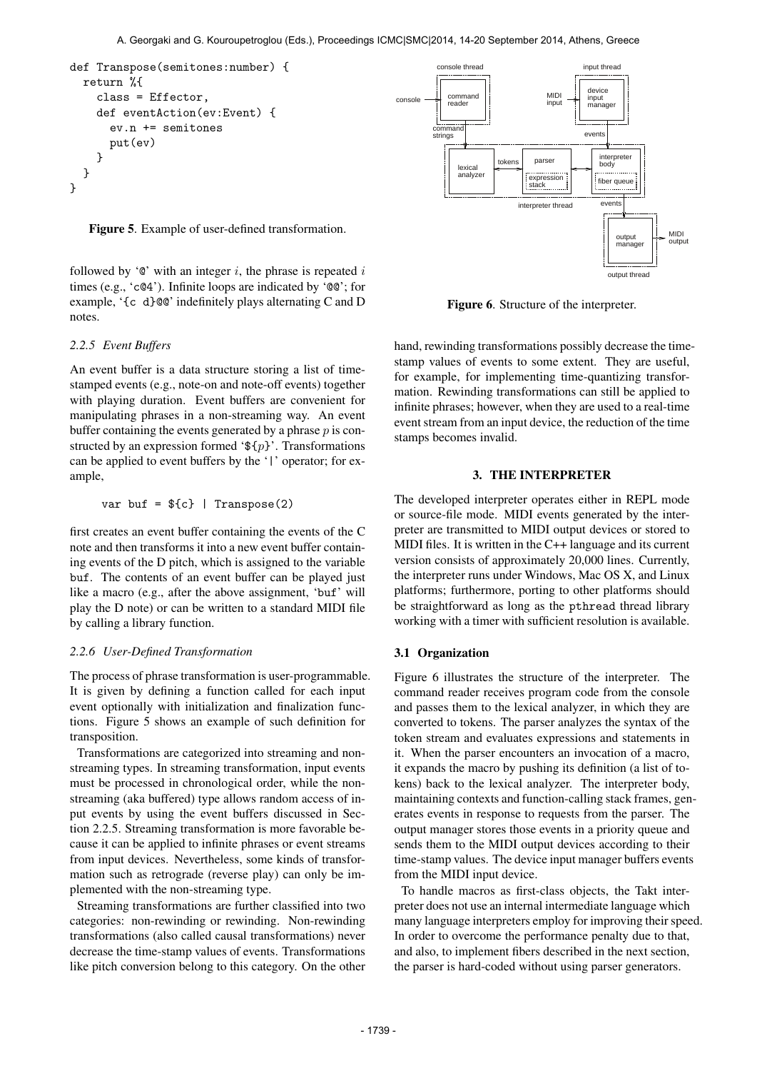```
def Transpose(semitones:number) {
  return %{
    class = Effector,
    def eventAction(ev:Event) {
      ev.n += semitones
      put(ev)
    }
  }
}
```

**Figure 5**. Example of user-defined transformation.

followed by '@' with an integer $i$, the phrase is repeated $i$ times (e.g., 'c@4'). Infinite loops are indicated by '@@'; for example, '{c d}@@' indefinitely plays alternating C and D notes.

### 2.2.5 Event Buffers

An event buffer is a data structure storing a list of time-stamped events (e.g., note-on and note-off events) together with playing duration. Event buffers are convenient for manipulating phrases in a non-streaming way. An event buffer containing the events generated by a phrase $p$ is constructed by an expression formed '${$p$}'. Transformations can be applied to event buffers by the '|' operator; for example,

```
var buf = ${c} | Transpose(2)
```

first creates an event buffer containing the events of the C note and then transforms it into a new event buffer containing events of the D pitch, which is assigned to the variable `buf`. The contents of an event buffer can be played just like a macro (e.g., after the above assignment, 'buf' will play the D note) or can be written to a standard MIDI file by calling a library function.

### 2.2.6 User-Defined Transformation

The process of phrase transformation is user-programmable. It is given by defining a function called for each input event optionally with initialization and finalization functions. Figure 5 shows an example of such definition for transposition.

Transformations are categorized into streaming and non-streaming types. In streaming transformation, input events must be processed in chronological order, while the non-streaming (aka buffered) type allows random access of input events by using the event buffers discussed in Section 2.2.5. Streaming transformation is more favorable because it can be applied to infinite phrases or event streams from input devices. Nevertheless, some kinds of transformation such as retrograde (reverse play) can only be implemented with the non-streaming type.

Streaming transformations are further classified into two categories: non-rewinding or rewinding. Non-rewinding transformations (also called causal transformations) never decrease the time-stamp values of events. Transformations like pitch conversion belong to this category. On the other hand, rewinding transformations possibly decrease the time-stamp values of events to some extent. They are useful, for example, for implementing time-quantizing transformation. Rewinding transformations can still be applied to infinite phrases; however, when they are used to a real-time event stream from an input device, the reduction of the time stamps becomes invalid.

**Figure 6**. Structure of the interpreter.

## 3. THE INTERPRETER

The developed interpreter operates either in REPL mode or source-file mode. MIDI events generated by the interpreter are transmitted to MIDI output devices or stored to MIDI files. It is written in the C++ language and its current version consists of approximately 20,000 lines. Currently, the interpreter runs under Windows, Mac OS X, and Linux platforms; furthermore, porting to other platforms should be straightforward as long as the `pthread` thread library working with a timer with sufficient resolution is available.

### 3.1 Organization

Figure 6 illustrates the structure of the interpreter. The command reader receives program code from the console and passes them to the lexical analyzer, in which they are converted to tokens. The parser analyzes the syntax of the token stream and evaluates expressions and statements in it. When the parser encounters an invocation of a macro, it expands the macro by pushing its definition (a list of tokens) back to the lexical analyzer. The interpreter body, maintaining contexts and function-calling stack frames, generates events in response to requests from the parser. The output manager stores those events in a priority queue and sends them to the MIDI output devices according to their time-stamp values. The device input manager buffers events from the MIDI input device.

To handle macros as first-class objects, the Takt interpreter does not use an internal intermediate language which many language interpreters employ for improving their speed. In order to overcome the performance penalty due to that, and also, to implement fibers described in the next section, the parser is hard-coded without using parser generators.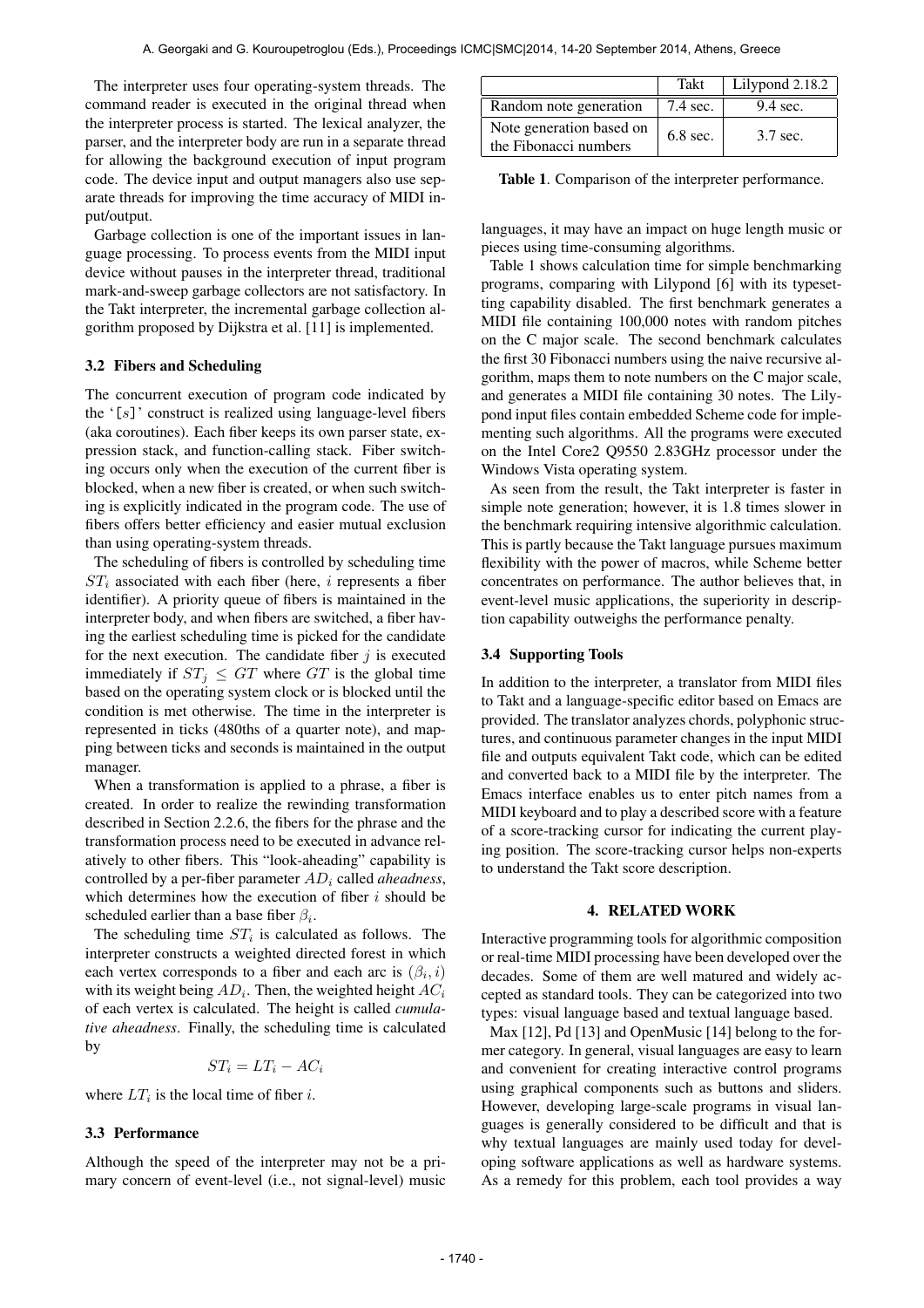The interpreter uses four operating-system threads. The command reader is executed in the original thread when the interpreter process is started. The lexical analyzer, the parser, and the interpreter body are run in a separate thread for allowing the background execution of input program code. The device input and output managers also use separate threads for improving the time accuracy of MIDI input/output.

Garbage collection is one of the important issues in language processing. To process events from the MIDI input device without pauses in the interpreter thread, traditional mark-and-sweep garbage collectors are not satisfactory. In the Takt interpreter, the incremental garbage collection algorithm proposed by Dijkstra et al. [11] is implemented.

### 3.2 Fibers and Scheduling

The concurrent execution of program code indicated by the '[$s$]' construct is realized using language-level fibers (aka coroutines). Each fiber keeps its own parser state, expression stack, and function-calling stack. Fiber switching occurs only when the execution of the current fiber is blocked, when a new fiber is created, or when such switching is explicitly indicated in the program code. The use of fibers offers better efficiency and easier mutual exclusion than using operating-system threads.

The scheduling of fibers is controlled by scheduling time $ST_i$ associated with each fiber (here, $i$ represents a fiber identifier). A priority queue of fibers is maintained in the interpreter body, and when fibers are switched, a fiber having the earliest scheduling time is picked for the candidate for the next execution. The candidate fiber $j$ is executed immediately if $ST_j \leq GT$ where $GT$ is the global time based on the operating system clock or is blocked until the condition is met otherwise. The time in the interpreter is represented in ticks (480ths of a quarter note), and mapping between ticks and seconds is maintained in the output manager.

When a transformation is applied to a phrase, a fiber is created. In order to realize the rewinding transformation described in Section 2.2.6, the fibers for the phrase and the transformation process need to be executed in advance relatively to other fibers. This "look-aheading" capability is controlled by a per-fiber parameter $AD_i$ called *aheadness*, which determines how the execution of fiber $i$ should be scheduled earlier than a base fiber $\beta_i$.

The scheduling time $ST_i$ is calculated as follows. The interpreter constructs a weighted directed forest in which each vertex corresponds to a fiber and each arc is $(\beta_i, i)$ with its weight being $AD_i$. Then, the weighted height $AC_i$ of each vertex is calculated. The height is called *cumulative aheadness*. Finally, the scheduling time is calculated by

$$ST_i = LT_i - AC_i$$

where $LT_i$ is the local time of fiber $i$.

### 3.3 Performance

Although the speed of the interpreter may not be a primary concern of event-level (i.e., not signal-level) music languages, it may have an impact on huge length music or pieces using time-consuming algorithms.

| | Takt | Lilypond 2.18.2 |
|---|---|---|
| Random note generation | 7.4 sec. | 9.4 sec. |
| Note generation based on the Fibonacci numbers | 6.8 sec. | 3.7 sec. |

**Table 1**. Comparison of the interpreter performance.

Table 1 shows calculation time for simple benchmarking programs, comparing with Lilypond [6] with its typesetting capability disabled. The first benchmark generates a MIDI file containing 100,000 notes with random pitches on the C major scale. The second benchmark calculates the first 30 Fibonacci numbers using the naive recursive algorithm, maps them to note numbers on the C major scale, and generates a MIDI file containing 30 notes. The Lilypond input files contain embedded Scheme code for implementing such algorithms. All the programs were executed on the Intel Core2 Q9550 2.83GHz processor under the Windows Vista operating system.

As seen from the result, the Takt interpreter is faster in simple note generation; however, it is 1.8 times slower in the benchmark requiring intensive algorithmic calculation. This is partly because the Takt language pursues maximum flexibility with the power of macros, while Scheme better concentrates on performance. The author believes that, in event-level music applications, the superiority in description capability outweighs the performance penalty.

### 3.4 Supporting Tools

In addition to the interpreter, a translator from MIDI files to Takt and a language-specific editor based on Emacs are provided. The translator analyzes chords, polyphonic structures, and continuous parameter changes in the input MIDI file and outputs equivalent Takt code, which can be edited and converted back to a MIDI file by the interpreter. The Emacs interface enables us to enter pitch names from a MIDI keyboard and to play a described score with a feature of a score-tracking cursor for indicating the current playing position. The score-tracking cursor helps non-experts to understand the Takt score description.

## 4. RELATED WORK

Interactive programming tools for algorithmic composition or real-time MIDI processing have been developed over the decades. Some of them are well matured and widely accepted as standard tools. They can be categorized into two types: visual language based and textual language based.

Max [12], Pd [13] and OpenMusic [14] belong to the former category. In general, visual languages are easy to learn and convenient for creating interactive control programs using graphical components such as buttons and sliders. However, developing large-scale programs in visual languages is generally considered to be difficult and that is why textual languages are mainly used today for developing software applications as well as hardware systems. As a remedy for this problem, each tool provides a way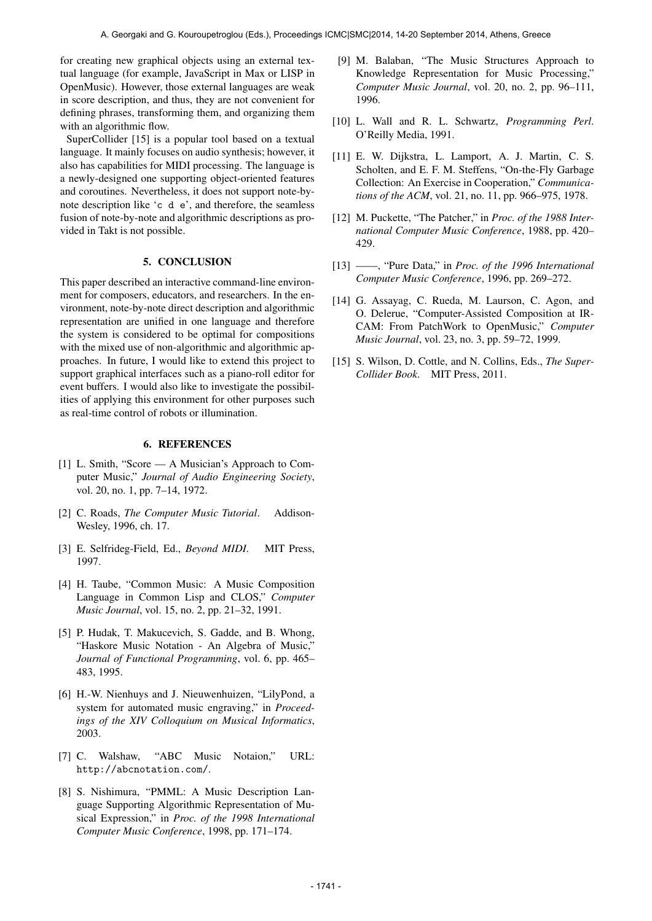for creating new graphical objects using an external textual language (for example, JavaScript in Max or LISP in OpenMusic). However, those external languages are weak in score description, and thus, they are not convenient for defining phrases, transforming them, and organizing them with an algorithmic flow.

SuperCollider [15] is a popular tool based on a textual language. It mainly focuses on audio synthesis; however, it also has capabilities for MIDI processing. The language is a newly-designed one supporting object-oriented features and coroutines. Nevertheless, it does not support note-by-note description like 'c d e', and therefore, the seamless fusion of note-by-note and algorithmic descriptions as provided in Takt is not possible.

## 5. CONCLUSION

This paper described an interactive command-line environment for composers, educators, and researchers. In the environment, note-by-note direct description and algorithmic representation are unified in one language and therefore the system is considered to be optimal for compositions with the mixed use of non-algorithmic and algorithmic approaches. In future, I would like to extend this project to support graphical interfaces such as a piano-roll editor for event buffers. I would also like to investigate the possibilities of applying this environment for other purposes such as real-time control of robots or illumination.

## 6. REFERENCES

[1] L. Smith, "Score — A Musician's Approach to Computer Music," *Journal of Audio Engineering Society*, vol. 20, no. 1, pp. 7–14, 1972.

[2] C. Roads, *The Computer Music Tutorial*. Addison-Wesley, 1996, ch. 17.

[3] E. Selfrideg-Field, Ed., *Beyond MIDI*. MIT Press, 1997.

[4] H. Taube, "Common Music: A Music Composition Language in Common Lisp and CLOS," *Computer Music Journal*, vol. 15, no. 2, pp. 21–32, 1991.

[5] P. Hudak, T. Makucevich, S. Gadde, and B. Whong, "Haskore Music Notation - An Algebra of Music," *Journal of Functional Programming*, vol. 6, pp. 465–483, 1995.

[6] H.-W. Nienhuys and J. Nieuwenhuizen, "LilyPond, a system for automated music engraving," in *Proceedings of the XIV Colloquium on Musical Informatics*, 2003.

[7] C. Walshaw, "ABC Music Notaion," URL: http://abcnotation.com/.

[8] S. Nishimura, "PMML: A Music Description Language Supporting Algorithmic Representation of Musical Expression," in *Proc. of the 1998 International Computer Music Conference*, 1998, pp. 171–174.

[9] M. Balaban, "The Music Structures Approach to Knowledge Representation for Music Processing," *Computer Music Journal*, vol. 20, no. 2, pp. 96–111, 1996.

[10] L. Wall and R. L. Schwartz, *Programming Perl*. O'Reilly Media, 1991.

[11] E. W. Dijkstra, L. Lamport, A. J. Martin, C. S. Scholten, and E. F. M. Steffens, "On-the-Fly Garbage Collection: An Exercise in Cooperation," *Communications of the ACM*, vol. 21, no. 11, pp. 966–975, 1978.

[12] M. Puckette, "The Patcher," in *Proc. of the 1988 International Computer Music Conference*, 1988, pp. 420–429.

[13] ——, "Pure Data," in *Proc. of the 1996 International Computer Music Conference*, 1996, pp. 269–272.

[14] G. Assayag, C. Rueda, M. Laurson, C. Agon, and O. Delerue, "Computer-Assisted Composition at IRCAM: From PatchWork to OpenMusic," *Computer Music Journal*, vol. 23, no. 3, pp. 59–72, 1999.

[15] S. Wilson, D. Cottle, and N. Collins, Eds., *The SuperCollider Book*. MIT Press, 2011.